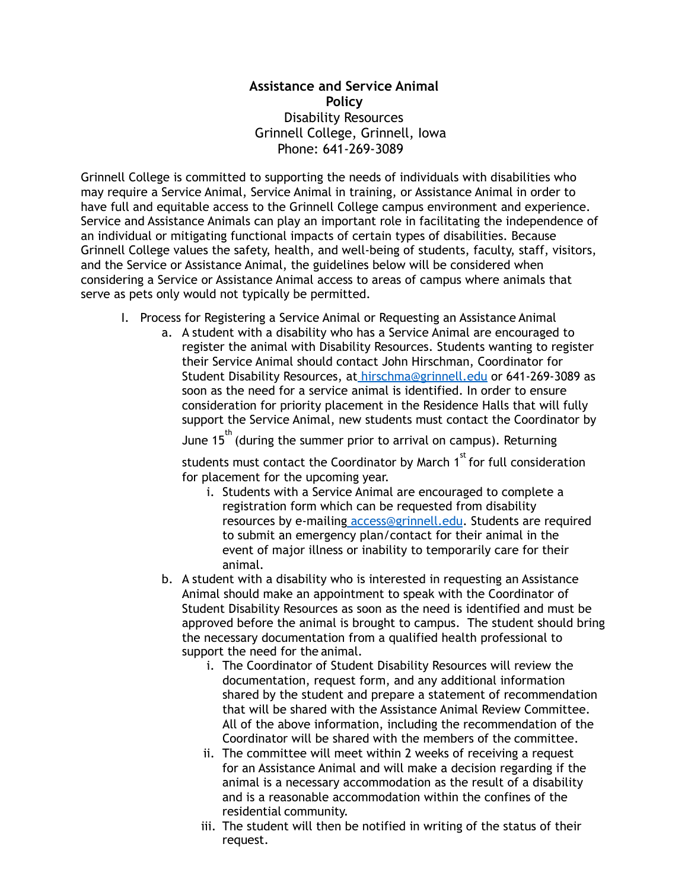# Assistance and Service Animal Policy

Disability Resources
Grinnell College, Grinnell, Iowa
Phone: 641-269-3089

Grinnell College is committed to supporting the needs of individuals with disabilities who may require a Service Animal, Service Animal in training, or Assistance Animal in order to have full and equitable access to the Grinnell College campus environment and experience. Service and Assistance Animals can play an important role in facilitating the independence of an individual or mitigating functional impacts of certain types of disabilities. Because Grinnell College values the safety, health, and well-being of students, faculty, staff, visitors, and the Service or Assistance Animal, the guidelines below will be considered when considering a Service or Assistance Animal access to areas of campus where animals that serve as pets only would not typically be permitted.

I. Process for Registering a Service Animal or Requesting an Assistance Animal
   a. A student with a disability who has a Service Animal are encouraged to register the animal with Disability Resources. Students wanting to register their Service Animal should contact John Hirschman, Coordinator for Student Disability Resources, at hirschma@grinnell.edu or 641-269-3089 as soon as the need for a service animal is identified. In order to ensure consideration for priority placement in the Residence Halls that will fully support the Service Animal, new students must contact the Coordinator by June 15th (during the summer prior to arrival on campus). Returning students must contact the Coordinator by March 1st for full consideration for placement for the upcoming year.
      i. Students with a Service Animal are encouraged to complete a registration form which can be requested from disability resources by e-mailing access@grinnell.edu. Students are required to submit an emergency plan/contact for their animal in the event of major illness or inability to temporarily care for their animal.
   b. A student with a disability who is interested in requesting an Assistance Animal should make an appointment to speak with the Coordinator of Student Disability Resources as soon as the need is identified and must be approved before the animal is brought to campus. The student should bring the necessary documentation from a qualified health professional to support the need for the animal.
      i. The Coordinator of Student Disability Resources will review the documentation, request form, and any additional information shared by the student and prepare a statement of recommendation that will be shared with the Assistance Animal Review Committee. All of the above information, including the recommendation of the Coordinator will be shared with the members of the committee.
      ii. The committee will meet within 2 weeks of receiving a request for an Assistance Animal and will make a decision regarding if the animal is a necessary accommodation as the result of a disability and is a reasonable accommodation within the confines of the residential community.
      iii. The student will then be notified in writing of the status of their request.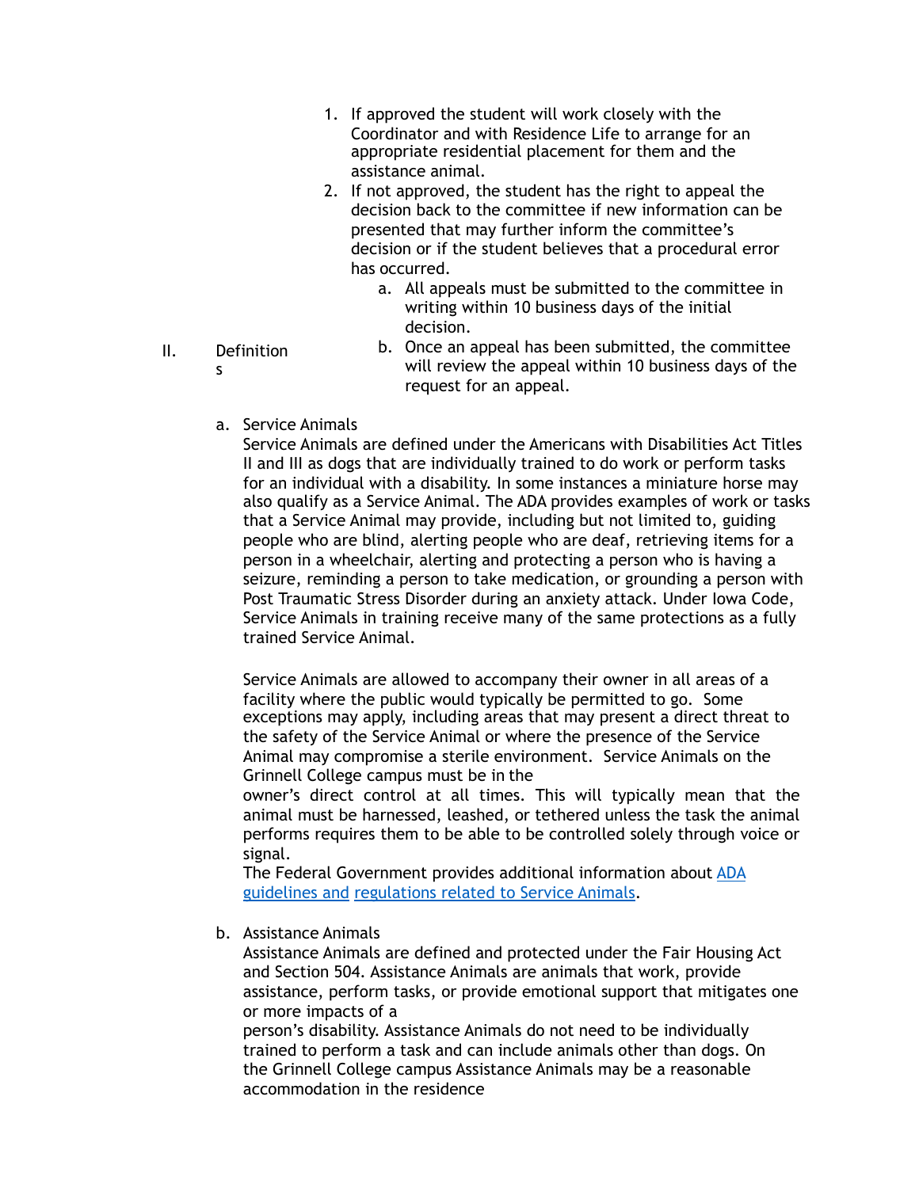1. If approved the student will work closely with the Coordinator and with Residence Life to arrange for an appropriate residential placement for them and the assistance animal.
2. If not approved, the student has the right to appeal the decision back to the committee if new information can be presented that may further inform the committee's decision or if the student believes that a procedural error has occurred.
    a. All appeals must be submitted to the committee in writing within 10 business days of the initial decision.
    b. Once an appeal has been submitted, the committee will review the appeal within 10 business days of the request for an appeal.

## II. Definitions

a. Service Animals

Service Animals are defined under the Americans with Disabilities Act Titles II and III as dogs that are individually trained to do work or perform tasks for an individual with a disability. In some instances a miniature horse may also qualify as a Service Animal. The ADA provides examples of work or tasks that a Service Animal may provide, including but not limited to, guiding people who are blind, alerting people who are deaf, retrieving items for a person in a wheelchair, alerting and protecting a person who is having a seizure, reminding a person to take medication, or grounding a person with Post Traumatic Stress Disorder during an anxiety attack. Under Iowa Code, Service Animals in training receive many of the same protections as a fully trained Service Animal.

Service Animals are allowed to accompany their owner in all areas of a facility where the public would typically be permitted to go. Some exceptions may apply, including areas that may present a direct threat to the safety of the Service Animal or where the presence of the Service Animal may compromise a sterile environment. Service Animals on the Grinnell College campus must be in the owner's direct control at all times. This will typically mean that the animal must be harnessed, leashed, or tethered unless the task the animal performs requires them to be able to be controlled solely through voice or signal.

The Federal Government provides additional information about [ADA guidelines and](#) [regulations related to Service Animals](#).

b. Assistance Animals

Assistance Animals are defined and protected under the Fair Housing Act and Section 504. Assistance Animals are animals that work, provide assistance, perform tasks, or provide emotional support that mitigates one or more impacts of a person's disability. Assistance Animals do not need to be individually trained to perform a task and can include animals other than dogs. On the Grinnell College campus Assistance Animals may be a reasonable accommodation in the residence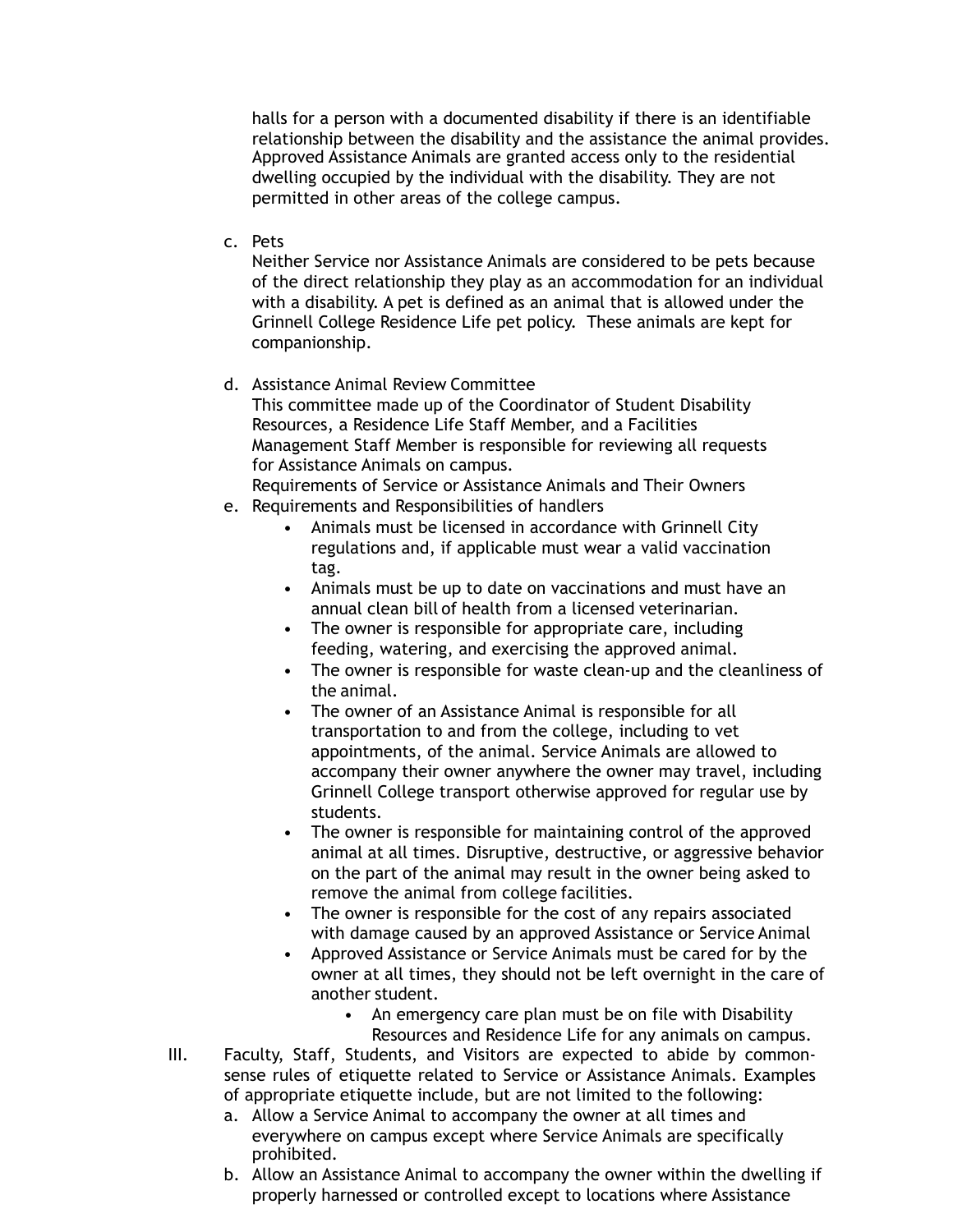halls for a person with a documented disability if there is an identifiable relationship between the disability and the assistance the animal provides. Approved Assistance Animals are granted access only to the residential dwelling occupied by the individual with the disability. They are not permitted in other areas of the college campus.

c. Pets
   Neither Service nor Assistance Animals are considered to be pets because of the direct relationship they play as an accommodation for an individual with a disability. A pet is defined as an animal that is allowed under the Grinnell College Residence Life pet policy. These animals are kept for companionship.

d. Assistance Animal Review Committee
   This committee made up of the Coordinator of Student Disability Resources, a Residence Life Staff Member, and a Facilities Management Staff Member is responsible for reviewing all requests for Assistance Animals on campus.
   Requirements of Service or Assistance Animals and Their Owners

e. Requirements and Responsibilities of handlers
   - Animals must be licensed in accordance with Grinnell City regulations and, if applicable must wear a valid vaccination tag.
   - Animals must be up to date on vaccinations and must have an annual clean bill of health from a licensed veterinarian.
   - The owner is responsible for appropriate care, including feeding, watering, and exercising the approved animal.
   - The owner is responsible for waste clean-up and the cleanliness of the animal.
   - The owner of an Assistance Animal is responsible for all transportation to and from the college, including to vet appointments, of the animal. Service Animals are allowed to accompany their owner anywhere the owner may travel, including Grinnell College transport otherwise approved for regular use by students.
   - The owner is responsible for maintaining control of the approved animal at all times. Disruptive, destructive, or aggressive behavior on the part of the animal may result in the owner being asked to remove the animal from college facilities.
   - The owner is responsible for the cost of any repairs associated with damage caused by an approved Assistance or Service Animal
   - Approved Assistance or Service Animals must be cared for by the owner at all times, they should not be left overnight in the care of another student.
     - An emergency care plan must be on file with Disability Resources and Residence Life for any animals on campus.

III. Faculty, Staff, Students, and Visitors are expected to abide by common-sense rules of etiquette related to Service or Assistance Animals. Examples of appropriate etiquette include, but are not limited to the following:

a. Allow a Service Animal to accompany the owner at all times and everywhere on campus except where Service Animals are specifically prohibited.

b. Allow an Assistance Animal to accompany the owner within the dwelling if properly harnessed or controlled except to locations where Assistance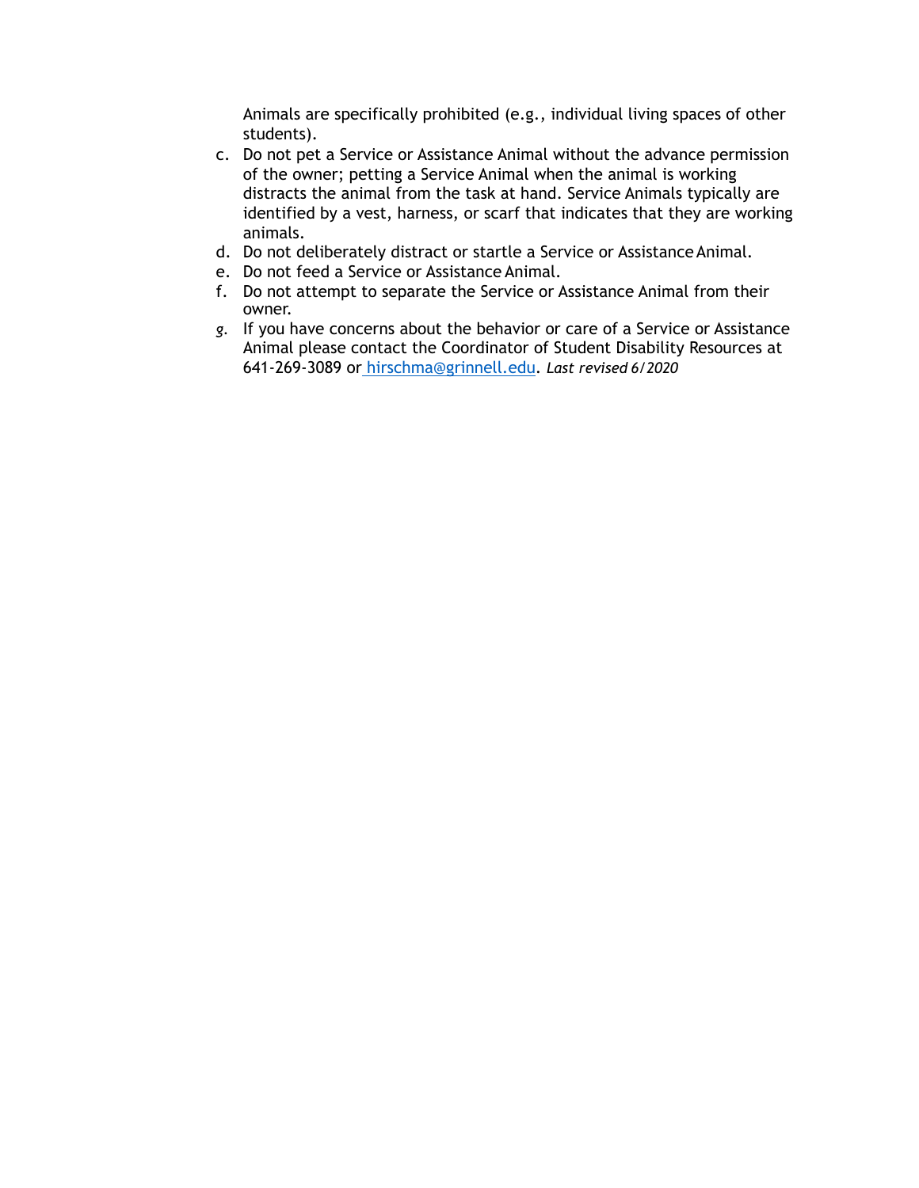Animals are specifically prohibited (e.g., individual living spaces of other students).

c. Do not pet a Service or Assistance Animal without the advance permission of the owner; petting a Service Animal when the animal is working distracts the animal from the task at hand. Service Animals typically are identified by a vest, harness, or scarf that indicates that they are working animals.
d. Do not deliberately distract or startle a Service or Assistance Animal.
e. Do not feed a Service or Assistance Animal.
f. Do not attempt to separate the Service or Assistance Animal from their owner.
g. If you have concerns about the behavior or care of a Service or Assistance Animal please contact the Coordinator of Student Disability Resources at 641-269-3089 or [hirschma@grinnell.edu](mailto:hirschma@grinnell.edu). *Last revised 6/2020*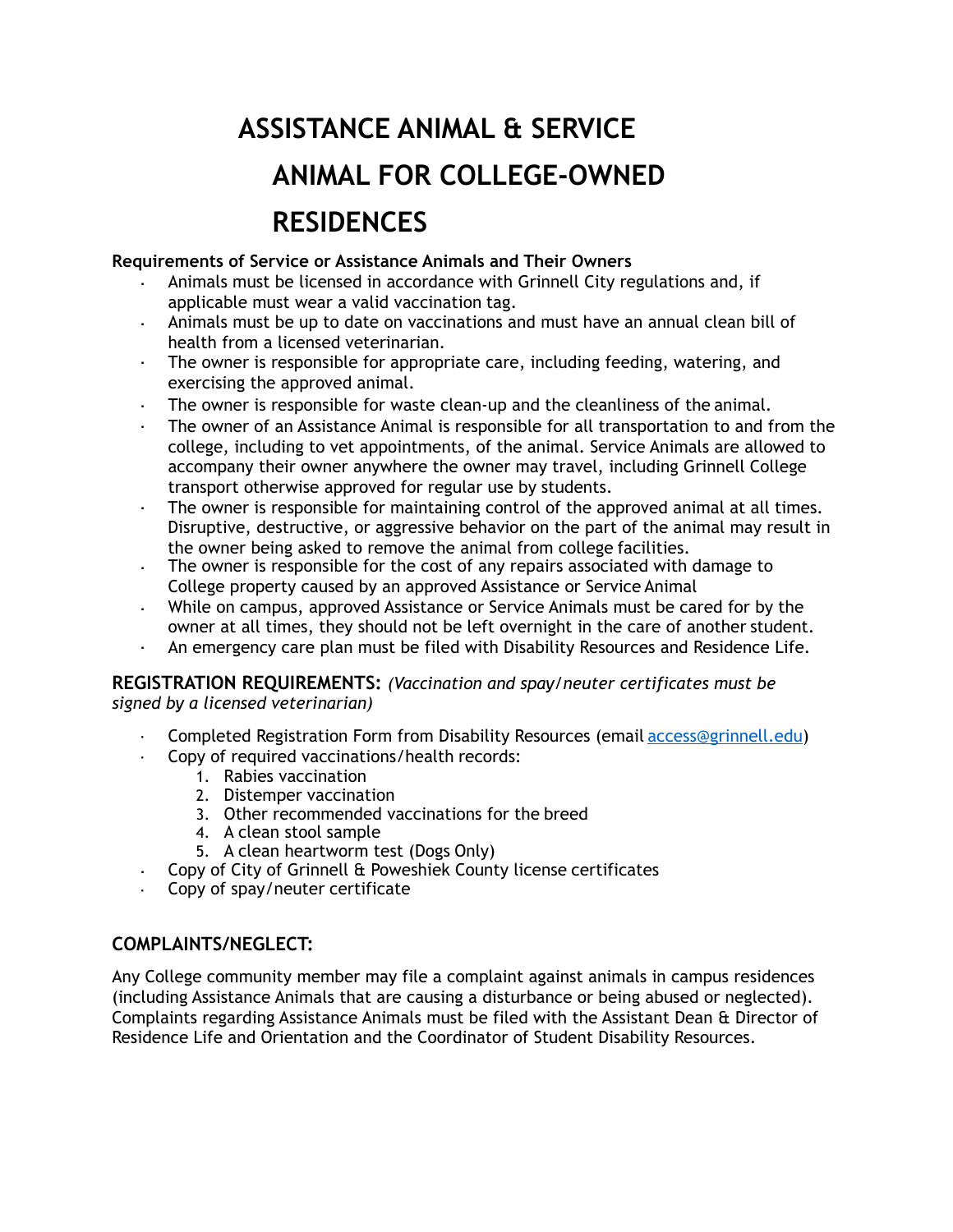# ASSISTANCE ANIMAL & SERVICE ANIMAL FOR COLLEGE-OWNED RESIDENCES

**Requirements of Service or Assistance Animals and Their Owners**

- Animals must be licensed in accordance with Grinnell City regulations and, if applicable must wear a valid vaccination tag.
- Animals must be up to date on vaccinations and must have an annual clean bill of health from a licensed veterinarian.
- The owner is responsible for appropriate care, including feeding, watering, and exercising the approved animal.
- The owner is responsible for waste clean-up and the cleanliness of the animal.
- The owner of an Assistance Animal is responsible for all transportation to and from the college, including to vet appointments, of the animal. Service Animals are allowed to accompany their owner anywhere the owner may travel, including Grinnell College transport otherwise approved for regular use by students.
- The owner is responsible for maintaining control of the approved animal at all times. Disruptive, destructive, or aggressive behavior on the part of the animal may result in the owner being asked to remove the animal from college facilities.
- The owner is responsible for the cost of any repairs associated with damage to College property caused by an approved Assistance or Service Animal
- While on campus, approved Assistance or Service Animals must be cared for by the owner at all times, they should not be left overnight in the care of another student.
- An emergency care plan must be filed with Disability Resources and Residence Life.

**REGISTRATION REQUIREMENTS:** *(Vaccination and spay/neuter certificates must be signed by a licensed veterinarian)*

- Completed Registration Form from Disability Resources (email access@grinnell.edu)
- Copy of required vaccinations/health records:
  1. Rabies vaccination
  2. Distemper vaccination
  3. Other recommended vaccinations for the breed
  4. A clean stool sample
  5. A clean heartworm test (Dogs Only)
- Copy of City of Grinnell & Poweshiek County license certificates
- Copy of spay/neuter certificate

## COMPLAINTS/NEGLECT:

Any College community member may file a complaint against animals in campus residences (including Assistance Animals that are causing a disturbance or being abused or neglected). Complaints regarding Assistance Animals must be filed with the Assistant Dean & Director of Residence Life and Orientation and the Coordinator of Student Disability Resources.